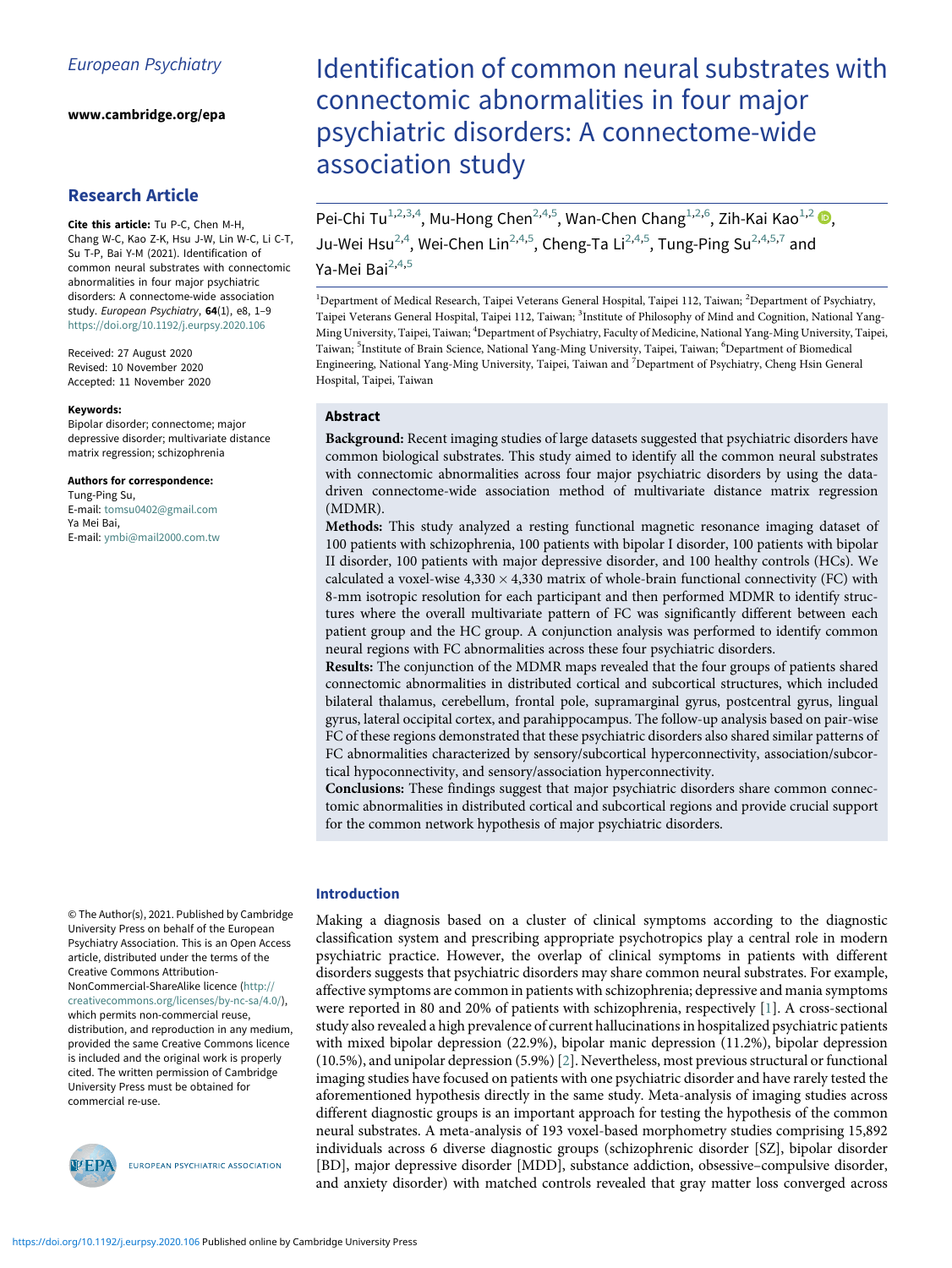European Psychiatry

www.cambridge.org/epa

**Research Article**

**Cite this article:** Tu P-C, Chen M-H, Chang W-C, Kao Z-K, Hsu J-W, Lin W-C, Li C-T, Su T-P, Bai Y-M (2021). Identification of common neural substrates with connectomic abnormalities in four major psychiatric disorders: A connectome-wide association study. *European Psychiatry*, **64**(1), e8, 1–9 https://doi.org/10.1192/j.eurpsy.2020.106

Received: 27 August 2020
Revised: 10 November 2020
Accepted: 11 November 2020

**Keywords:**
Bipolar disorder; connectome; major depressive disorder; multivariate distance matrix regression; schizophrenia

**Authors for correspondence:**
Tung-Ping Su,
E-mail: tomsu0402@gmail.com
Ya Mei Bai,
E-mail: ymbi@mail2000.com.tw

© The Author(s), 2021. Published by Cambridge University Press on behalf of the European Psychiatry Association. This is an Open Access article, distributed under the terms of the Creative Commons Attribution-NonCommercial-ShareAlike licence (http://creativecommons.org/licenses/by-nc-sa/4.0/), which permits non-commercial reuse, distribution, and reproduction in any medium, provided the same Creative Commons licence is included and the original work is properly cited. The written permission of Cambridge University Press must be obtained for commercial re-use.

# Identification of common neural substrates with connectomic abnormalities in four major psychiatric disorders: A connectome-wide association study

Pei-Chi Tu[1,2,3,4], Mu-Hong Chen[2,4,5], Wan-Chen Chang[1,2,6], Zih-Kai Kao[1,2], Ju-Wei Hsu[2,4], Wei-Chen Lin[2,4,5], Cheng-Ta Li[2,4,5], Tung-Ping Su[2,4,5,7] and Ya-Mei Bai[2,4,5]

[1]Department of Medical Research, Taipei Veterans General Hospital, Taipei 112, Taiwan; [2]Department of Psychiatry, Taipei Veterans General Hospital, Taipei 112, Taiwan; [3]Institute of Philosophy of Mind and Cognition, National Yang-Ming University, Taipei, Taiwan; [4]Department of Psychiatry, Faculty of Medicine, National Yang-Ming University, Taipei, Taiwan; [5]Institute of Brain Science, National Yang-Ming University, Taipei, Taiwan; [6]Department of Biomedical Engineering, National Yang-Ming University, Taipei, Taiwan and [7]Department of Psychiatry, Cheng Hsin General Hospital, Taipei, Taiwan

## Abstract

**Background:** Recent imaging studies of large datasets suggested that psychiatric disorders have common biological substrates. This study aimed to identify all the common neural substrates with connectomic abnormalities across four major psychiatric disorders by using the data-driven connectome-wide association method of multivariate distance matrix regression (MDMR).

**Methods:** This study analyzed a resting functional magnetic resonance imaging dataset of 100 patients with schizophrenia, 100 patients with bipolar I disorder, 100 patients with bipolar II disorder, 100 patients with major depressive disorder, and 100 healthy controls (HCs). We calculated a voxel-wise $4{,}330 \times 4{,}330$ matrix of whole-brain functional connectivity (FC) with 8-mm isotropic resolution for each participant and then performed MDMR to identify structures where the overall multivariate pattern of FC was significantly different between each patient group and the HC group. A conjunction analysis was performed to identify common neural regions with FC abnormalities across these four psychiatric disorders.

**Results:** The conjunction of the MDMR maps revealed that the four groups of patients shared connectomic abnormalities in distributed cortical and subcortical structures, which included bilateral thalamus, cerebellum, frontal pole, supramarginal gyrus, postcentral gyrus, lingual gyrus, lateral occipital cortex, and parahippocampus. The follow-up analysis based on pair-wise FC of these regions demonstrated that these psychiatric disorders also shared similar patterns of FC abnormalities characterized by sensory/subcortical hyperconnectivity, association/subcortical hypoconnectivity, and sensory/association hyperconnectivity.

**Conclusions:** These findings suggest that major psychiatric disorders share common connectomic abnormalities in distributed cortical and subcortical regions and provide crucial support for the common network hypothesis of major psychiatric disorders.

## Introduction

Making a diagnosis based on a cluster of clinical symptoms according to the diagnostic classification system and prescribing appropriate psychotropics play a central role in modern psychiatric practice. However, the overlap of clinical symptoms in patients with different disorders suggests that psychiatric disorders may share common neural substrates. For example, affective symptoms are common in patients with schizophrenia; depressive and mania symptoms were reported in 80 and 20% of patients with schizophrenia, respectively [1]. A cross-sectional study also revealed a high prevalence of current hallucinations in hospitalized psychiatric patients with mixed bipolar depression (22.9%), bipolar manic depression (11.2%), bipolar depression (10.5%), and unipolar depression (5.9%) [2]. Nevertheless, most previous structural or functional imaging studies have focused on patients with one psychiatric disorder and have rarely tested the aforementioned hypothesis directly in the same study. Meta-analysis of imaging studies across different diagnostic groups is an important approach for testing the hypothesis of the common neural substrates. A meta-analysis of 193 voxel-based morphometry studies comprising 15,892 individuals across 6 diverse diagnostic groups (schizophrenic disorder [SZ], bipolar disorder [BD], major depressive disorder [MDD], substance addiction, obsessive–compulsive disorder, and anxiety disorder) with matched controls revealed that gray matter loss converged across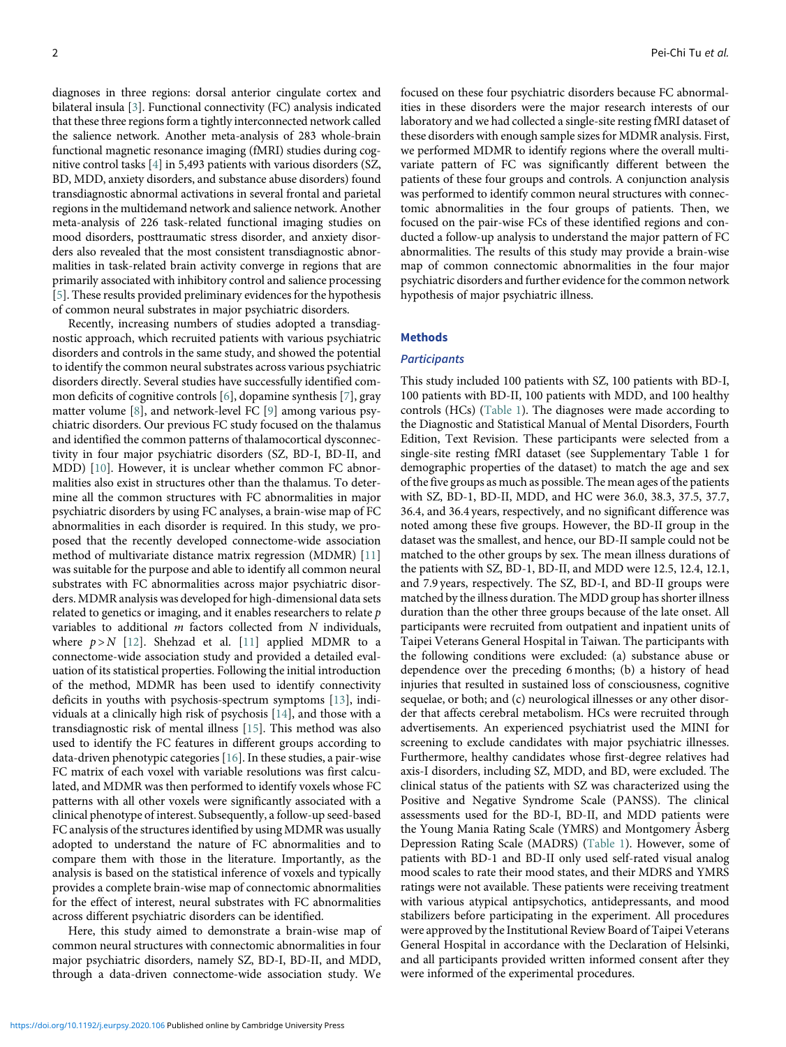diagnoses in three regions: dorsal anterior cingulate cortex and bilateral insula [3]. Functional connectivity (FC) analysis indicated that these three regions form a tightly interconnected network called the salience network. Another meta-analysis of 283 whole-brain functional magnetic resonance imaging (fMRI) studies during cognitive control tasks [4] in 5,493 patients with various disorders (SZ, BD, MDD, anxiety disorders, and substance abuse disorders) found transdiagnostic abnormal activations in several frontal and parietal regions in the multidemand network and salience network. Another meta-analysis of 226 task-related functional imaging studies on mood disorders, posttraumatic stress disorder, and anxiety disorders also revealed that the most consistent transdiagnostic abnormalities in task-related brain activity converge in regions that are primarily associated with inhibitory control and salience processing [5]. These results provided preliminary evidences for the hypothesis of common neural substrates in major psychiatric disorders.

Recently, increasing numbers of studies adopted a transdiagnostic approach, which recruited patients with various psychiatric disorders and controls in the same study, and showed the potential to identify the common neural substrates across various psychiatric disorders directly. Several studies have successfully identified common deficits of cognitive controls [6], dopamine synthesis [7], gray matter volume [8], and network-level FC [9] among various psychiatric disorders. Our previous FC study focused on the thalamus and identified the common patterns of thalamocortical dysconnectivity in four major psychiatric disorders (SZ, BD-I, BD-II, and MDD) [10]. However, it is unclear whether common FC abnormalities also exist in structures other than the thalamus. To determine all the common structures with FC abnormalities in major psychiatric disorders by using FC analyses, a brain-wise map of FC abnormalities in each disorder is required. In this study, we proposed that the recently developed connectome-wide association method of multivariate distance matrix regression (MDMR) [11] was suitable for the purpose and able to identify all common neural substrates with FC abnormalities across major psychiatric disorders. MDMR analysis was developed for high-dimensional data sets related to genetics or imaging, and it enables researchers to relate $p$ variables to additional $m$ factors collected from $N$ individuals, where $p > N$ [12]. Shehzad et al. [11] applied MDMR to a connectome-wide association study and provided a detailed evaluation of its statistical properties. Following the initial introduction of the method, MDMR has been used to identify connectivity deficits in youths with psychosis-spectrum symptoms [13], individuals at a clinically high risk of psychosis [14], and those with a transdiagnostic risk of mental illness [15]. This method was also used to identify the FC features in different groups according to data-driven phenotypic categories [16]. In these studies, a pair-wise FC matrix of each voxel with variable resolutions was first calculated, and MDMR was then performed to identify voxels whose FC patterns with all other voxels were significantly associated with a clinical phenotype of interest. Subsequently, a follow-up seed-based FC analysis of the structures identified by using MDMR was usually adopted to understand the nature of FC abnormalities and to compare them with those in the literature. Importantly, as the analysis is based on the statistical inference of voxels and typically provides a complete brain-wise map of connectomic abnormalities for the effect of interest, neural substrates with FC abnormalities across different psychiatric disorders can be identified.

Here, this study aimed to demonstrate a brain-wise map of common neural structures with connectomic abnormalities in four major psychiatric disorders, namely SZ, BD-I, BD-II, and MDD, through a data-driven connectome-wide association study. We focused on these four psychiatric disorders because FC abnormalities in these disorders were the major research interests of our laboratory and we had collected a single-site resting fMRI dataset of these disorders with enough sample sizes for MDMR analysis. First, we performed MDMR to identify regions where the overall multivariate pattern of FC was significantly different between the patients of these four groups and controls. A conjunction analysis was performed to identify common neural structures with connectomic abnormalities in the four groups of patients. Then, we focused on the pair-wise FCs of these identified regions and conducted a follow-up analysis to understand the major pattern of FC abnormalities. The results of this study may provide a brain-wise map of common connectomic abnormalities in the four major psychiatric disorders and further evidence for the common network hypothesis of major psychiatric illness.

## Methods

### *Participants*

This study included 100 patients with SZ, 100 patients with BD-I, 100 patients with BD-II, 100 patients with MDD, and 100 healthy controls (HCs) (Table 1). The diagnoses were made according to the Diagnostic and Statistical Manual of Mental Disorders, Fourth Edition, Text Revision. These participants were selected from a single-site resting fMRI dataset (see Supplementary Table 1 for demographic properties of the dataset) to match the age and sex of the five groups as much as possible. The mean ages of the patients with SZ, BD-1, BD-II, MDD, and HC were 36.0, 38.3, 37.5, 37.7, 36.4, and 36.4 years, respectively, and no significant difference was noted among these five groups. However, the BD-II group in the dataset was the smallest, and hence, our BD-II sample could not be matched to the other groups by sex. The mean illness durations of the patients with SZ, BD-1, BD-II, and MDD were 12.5, 12.4, 12.1, and 7.9 years, respectively. The SZ, BD-I, and BD-II groups were matched by the illness duration. The MDD group has shorter illness duration than the other three groups because of the late onset. All participants were recruited from outpatient and inpatient units of Taipei Veterans General Hospital in Taiwan. The participants with the following conditions were excluded: (a) substance abuse or dependence over the preceding 6 months; (b) a history of head injuries that resulted in sustained loss of consciousness, cognitive sequelae, or both; and (c) neurological illnesses or any other disorder that affects cerebral metabolism. HCs were recruited through advertisements. An experienced psychiatrist used the MINI for screening to exclude candidates with major psychiatric illnesses. Furthermore, healthy candidates whose first-degree relatives had axis-I disorders, including SZ, MDD, and BD, were excluded. The clinical status of the patients with SZ was characterized using the Positive and Negative Syndrome Scale (PANSS). The clinical assessments used for the BD-I, BD-II, and MDD patients were the Young Mania Rating Scale (YMRS) and Montgomery Åsberg Depression Rating Scale (MADRS) (Table 1). However, some of patients with BD-1 and BD-II only used self-rated visual analog mood scales to rate their mood states, and their MDRS and YMRS ratings were not available. These patients were receiving treatment with various atypical antipsychotics, antidepressants, and mood stabilizers before participating in the experiment. All procedures were approved by the Institutional Review Board of Taipei Veterans General Hospital in accordance with the Declaration of Helsinki, and all participants provided written informed consent after they were informed of the experimental procedures.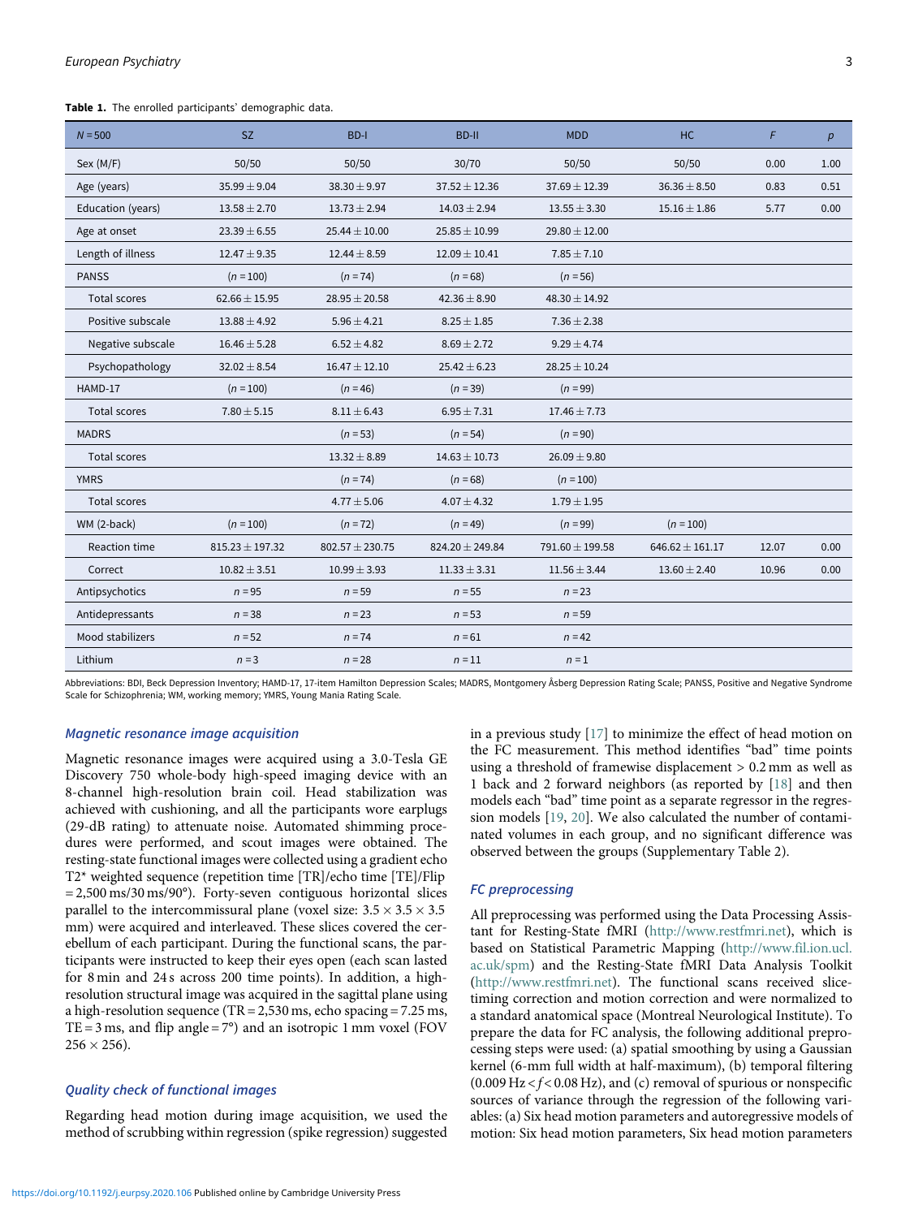**Table 1.** The enrolled participants' demographic data.

| $N = 500$ | SZ | BD-I | BD-II | MDD | HC | $F$ | $p$ |
|---|---|---|---|---|---|---|---|
| Sex (M/F) | 50/50 | 50/50 | 30/70 | 50/50 | 50/50 | 0.00 | 1.00 |
| Age (years) | 35.99 ± 9.04 | 38.30 ± 9.97 | 37.52 ± 12.36 | 37.69 ± 12.39 | 36.36 ± 8.50 | 0.83 | 0.51 |
| Education (years) | 13.58 ± 2.70 | 13.73 ± 2.94 | 14.03 ± 2.94 | 13.55 ± 3.30 | 15.16 ± 1.86 | 5.77 | 0.00 |
| Age at onset | 23.39 ± 6.55 | 25.44 ± 10.00 | 25.85 ± 10.99 | 29.80 ± 12.00 | | | |
| Length of illness | 12.47 ± 9.35 | 12.44 ± 8.59 | 12.09 ± 10.41 | 7.85 ± 7.10 | | | |
| PANSS | ($n$ = 100) | ($n$ = 74) | ($n$ = 68) | ($n$ = 56) | | | |
| Total scores | 62.66 ± 15.95 | 28.95 ± 20.58 | 42.36 ± 8.90 | 48.30 ± 14.92 | | | |
| Positive subscale | 13.88 ± 4.92 | 5.96 ± 4.21 | 8.25 ± 1.85 | 7.36 ± 2.38 | | | |
| Negative subscale | 16.46 ± 5.28 | 6.52 ± 4.82 | 8.69 ± 2.72 | 9.29 ± 4.74 | | | |
| Psychopathology | 32.02 ± 8.54 | 16.47 ± 12.10 | 25.42 ± 6.23 | 28.25 ± 10.24 | | | |
| HAMD-17 | ($n$ = 100) | ($n$ = 46) | ($n$ = 39) | ($n$ = 99) | | | |
| Total scores | 7.80 ± 5.15 | 8.11 ± 6.43 | 6.95 ± 7.31 | 17.46 ± 7.73 | | | |
| MADRS | | ($n$ = 53) | ($n$ = 54) | ($n$ = 90) | | | |
| Total scores | | 13.32 ± 8.89 | 14.63 ± 10.73 | 26.09 ± 9.80 | | | |
| YMRS | | ($n$ = 74) | ($n$ = 68) | ($n$ = 100) | | | |
| Total scores | | 4.77 ± 5.06 | 4.07 ± 4.32 | 1.79 ± 1.95 | | | |
| WM (2-back) | ($n$ = 100) | ($n$ = 72) | ($n$ = 49) | ($n$ = 99) | ($n$ = 100) | | |
| Reaction time | 815.23 ± 197.32 | 802.57 ± 230.75 | 824.20 ± 249.84 | 791.60 ± 199.58 | 646.62 ± 161.17 | 12.07 | 0.00 |
| Correct | 10.82 ± 3.51 | 10.99 ± 3.93 | 11.33 ± 3.31 | 11.56 ± 3.44 | 13.60 ± 2.40 | 10.96 | 0.00 |
| Antipsychotics | $n$ = 95 | $n$ = 59 | $n$ = 55 | $n$ = 23 | | | |
| Antidepressants | $n$ = 38 | $n$ = 23 | $n$ = 53 | $n$ = 59 | | | |
| Mood stabilizers | $n$ = 52 | $n$ = 74 | $n$ = 61 | $n$ = 42 | | | |
| Lithium | $n$ = 3 | $n$ = 28 | $n$ = 11 | $n$ = 1 | | | |

Abbreviations: BDI, Beck Depression Inventory; HAMD-17, 17-item Hamilton Depression Scales; MADRS, Montgomery Åsberg Depression Rating Scale; PANSS, Positive and Negative Syndrome Scale for Schizophrenia; WM, working memory; YMRS, Young Mania Rating Scale.

### *Magnetic resonance image acquisition*

Magnetic resonance images were acquired using a 3.0-Tesla GE Discovery 750 whole-body high-speed imaging device with an 8-channel high-resolution brain coil. Head stabilization was achieved with cushioning, and all the participants wore earplugs (29-dB rating) to attenuate noise. Automated shimming procedures were performed, and scout images were obtained. The resting-state functional images were collected using a gradient echo T2* weighted sequence (repetition time [TR]/echo time [TE]/Flip = 2,500 ms/30 ms/90°). Forty-seven contiguous horizontal slices parallel to the intercommissural plane (voxel size: 3.5 × 3.5 × 3.5 mm) were acquired and interleaved. These slices covered the cerebellum of each participant. During the functional scans, the participants were instructed to keep their eyes open (each scan lasted for 8 min and 24 s across 200 time points). In addition, a high-resolution structural image was acquired in the sagittal plane using a high-resolution sequence (TR = 2,530 ms, echo spacing = 7.25 ms, TE = 3 ms, and flip angle = 7°) and an isotropic 1 mm voxel (FOV 256 × 256).

### *Quality check of functional images*

Regarding head motion during image acquisition, we used the method of scrubbing within regression (spike regression) suggested in a previous study [17] to minimize the effect of head motion on the FC measurement. This method identifies "bad" time points using a threshold of framewise displacement > 0.2 mm as well as 1 back and 2 forward neighbors (as reported by [18] and then models each "bad" time point as a separate regressor in the regression models [19, 20]. We also calculated the number of contaminated volumes in each group, and no significant difference was observed between the groups (Supplementary Table 2).

### *FC preprocessing*

All preprocessing was performed using the Data Processing Assistant for Resting-State fMRI (http://www.restfmri.net), which is based on Statistical Parametric Mapping (http://www.fil.ion.ucl.ac.uk/spm) and the Resting-State fMRI Data Analysis Toolkit (http://www.restfmri.net). The functional scans received slice-timing correction and motion correction and were normalized to a standard anatomical space (Montreal Neurological Institute). To prepare the data for FC analysis, the following additional preprocessing steps were used: (a) spatial smoothing by using a Gaussian kernel (6-mm full width at half-maximum), (b) temporal filtering (0.009 Hz < $f$ < 0.08 Hz), and (c) removal of spurious or nonspecific sources of variance through the regression of the following variables: (a) Six head motion parameters and autoregressive models of motion: Six head motion parameters, Six head motion parameters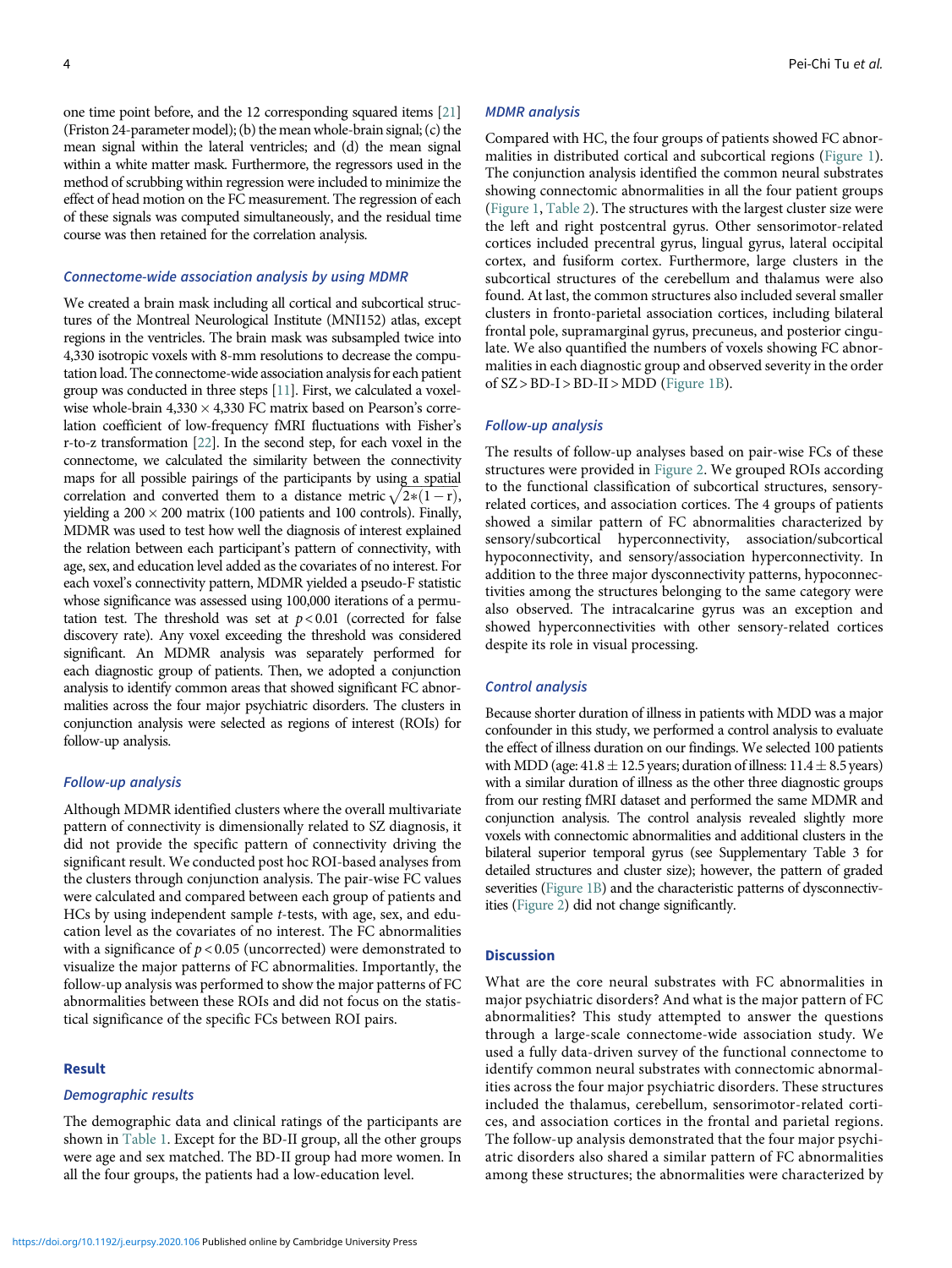one time point before, and the 12 corresponding squared items [21] (Friston 24-parameter model); (b) the mean whole-brain signal; (c) the mean signal within the lateral ventricles; and (d) the mean signal within a white matter mask. Furthermore, the regressors used in the method of scrubbing within regression were included to minimize the effect of head motion on the FC measurement. The regression of each of these signals was computed simultaneously, and the residual time course was then retained for the correlation analysis.

### Connectome-wide association analysis by using MDMR

We created a brain mask including all cortical and subcortical structures of the Montreal Neurological Institute (MNI152) atlas, except regions in the ventricles. The brain mask was subsampled twice into 4,330 isotropic voxels with 8-mm resolutions to decrease the computation load. The connectome-wide association analysis for each patient group was conducted in three steps [11]. First, we calculated a voxel-wise whole-brain $4{,}330 \times 4{,}330$ FC matrix based on Pearson's correlation coefficient of low-frequency fMRI fluctuations with Fisher's r-to-z transformation [22]. In the second step, for each voxel in the connectome, we calculated the similarity between the connectivity maps for all possible pairings of the participants by using a spatial correlation and converted them to a distance metric $\sqrt{2*(1-r)}$, yielding a $200 \times 200$ matrix (100 patients and 100 controls). Finally, MDMR was used to test how well the diagnosis of interest explained the relation between each participant's pattern of connectivity, with age, sex, and education level added as the covariates of no interest. For each voxel's connectivity pattern, MDMR yielded a pseudo-F statistic whose significance was assessed using 100,000 iterations of a permutation test. The threshold was set at $p < 0.01$ (corrected for false discovery rate). Any voxel exceeding the threshold was considered significant. An MDMR analysis was separately performed for each diagnostic group of patients. Then, we adopted a conjunction analysis to identify common areas that showed significant FC abnormalities across the four major psychiatric disorders. The clusters in conjunction analysis were selected as regions of interest (ROIs) for follow-up analysis.

### Follow-up analysis

Although MDMR identified clusters where the overall multivariate pattern of connectivity is dimensionally related to SZ diagnosis, it did not provide the specific pattern of connectivity driving the significant result. We conducted post hoc ROI-based analyses from the clusters through conjunction analysis. The pair-wise FC values were calculated and compared between each group of patients and HCs by using independent sample *t*-tests, with age, sex, and education level as the covariates of no interest. The FC abnormalities with a significance of $p < 0.05$ (uncorrected) were demonstrated to visualize the major patterns of FC abnormalities. Importantly, the follow-up analysis was performed to show the major patterns of FC abnormalities between these ROIs and did not focus on the statistical significance of the specific FCs between ROI pairs.

## Result

### Demographic results

The demographic data and clinical ratings of the participants are shown in Table 1. Except for the BD-II group, all the other groups were age and sex matched. The BD-II group had more women. In all the four groups, the patients had a low-education level.

### MDMR analysis

Compared with HC, the four groups of patients showed FC abnormalities in distributed cortical and subcortical regions (Figure 1). The conjunction analysis identified the common neural substrates showing connectomic abnormalities in all the four patient groups (Figure 1, Table 2). The structures with the largest cluster size were the left and right postcentral gyrus. Other sensorimotor-related cortices included precentral gyrus, lingual gyrus, lateral occipital cortex, and fusiform cortex. Furthermore, large clusters in the subcortical structures of the cerebellum and thalamus were also found. At last, the common structures also included several smaller clusters in fronto-parietal association cortices, including bilateral frontal pole, supramarginal gyrus, precuneus, and posterior cingulate. We also quantified the numbers of voxels showing FC abnormalities in each diagnostic group and observed severity in the order of SZ > BD-I > BD-II > MDD (Figure 1B).

### Follow-up analysis

The results of follow-up analyses based on pair-wise FCs of these structures were provided in Figure 2. We grouped ROIs according to the functional classification of subcortical structures, sensory-related cortices, and association cortices. The 4 groups of patients showed a similar pattern of FC abnormalities characterized by sensory/subcortical hyperconnectivity, association/subcortical hypoconnectivity, and sensory/association hyperconnectivity. In addition to the three major dysconnectivity patterns, hypoconnectivities among the structures belonging to the same category were also observed. The intracalcarine gyrus was an exception and showed hyperconnectivities with other sensory-related cortices despite its role in visual processing.

### Control analysis

Because shorter duration of illness in patients with MDD was a major confounder in this study, we performed a control analysis to evaluate the effect of illness duration on our findings. We selected 100 patients with MDD (age: $41.8 \pm 12.5$ years; duration of illness: $11.4 \pm 8.5$ years) with a similar duration of illness as the other three diagnostic groups from our resting fMRI dataset and performed the same MDMR and conjunction analysis. The control analysis revealed slightly more voxels with connectomic abnormalities and additional clusters in the bilateral superior temporal gyrus (see Supplementary Table 3 for detailed structures and cluster size); however, the pattern of graded severities (Figure 1B) and the characteristic patterns of dysconnectivities (Figure 2) did not change significantly.

## Discussion

What are the core neural substrates with FC abnormalities in major psychiatric disorders? And what is the major pattern of FC abnormalities? This study attempted to answer the questions through a large-scale connectome-wide association study. We used a fully data-driven survey of the functional connectome to identify common neural substrates with connectomic abnormalities across the four major psychiatric disorders. These structures included the thalamus, cerebellum, sensorimotor-related cortices, and association cortices in the frontal and parietal regions. The follow-up analysis demonstrated that the four major psychiatric disorders also shared a similar pattern of FC abnormalities among these structures; the abnormalities were characterized by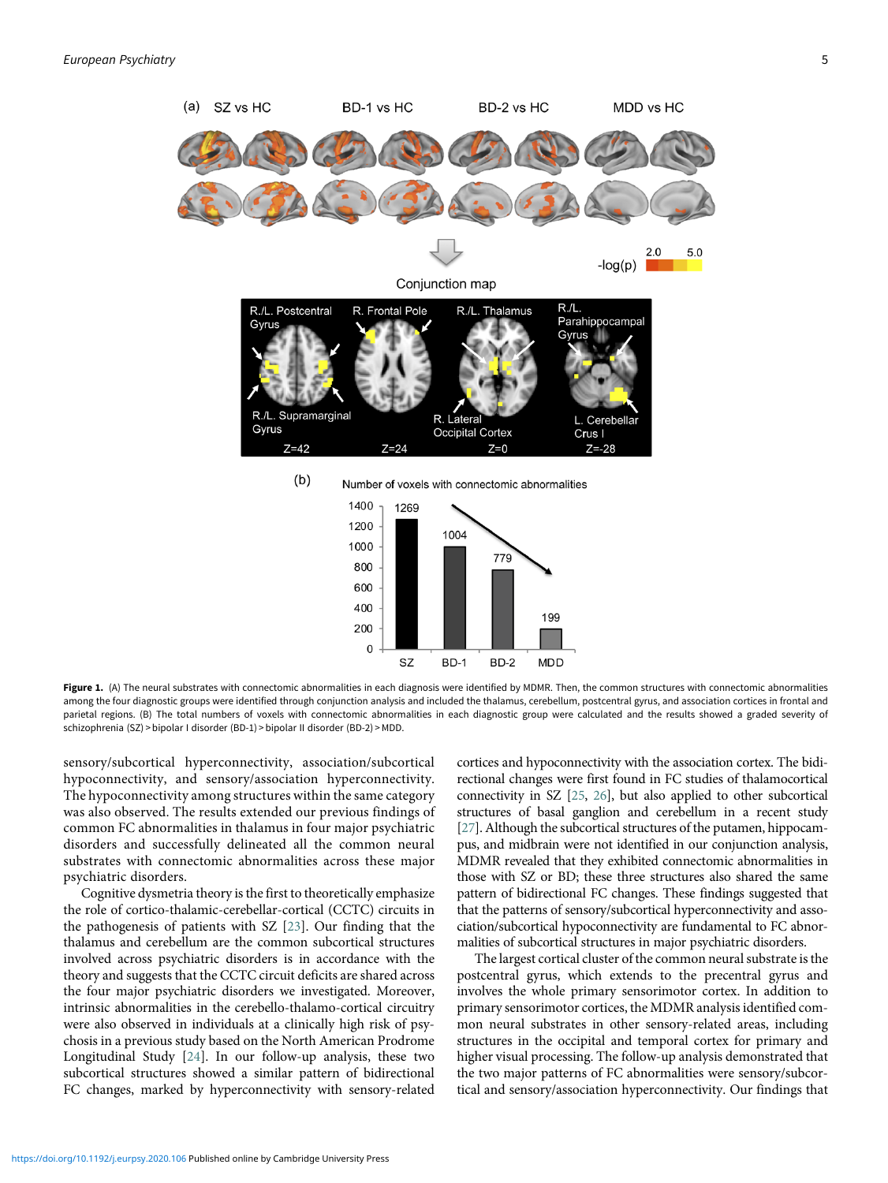Figure 1. (A) The neural substrates with connectomic abnormalities in each diagnosis were identified by MDMR. Then, the common structures with connectomic abnormalities among the four diagnostic groups were identified through conjunction analysis and included the thalamus, cerebellum, postcentral gyrus, and association cortices in frontal and parietal regions. (B) The total numbers of voxels with connectomic abnormalities in each diagnostic group were calculated and the results showed a graded severity of schizophrenia (SZ) > bipolar I disorder (BD-1) > bipolar II disorder (BD-2) > MDD.

sensory/subcortical hyperconnectivity, association/subcortical hypoconnectivity, and sensory/association hyperconnectivity. The hypoconnectivity among structures within the same category was also observed. The results extended our previous findings of common FC abnormalities in thalamus in four major psychiatric disorders and successfully delineated all the common neural substrates with connectomic abnormalities across these major psychiatric disorders.

Cognitive dysmetria theory is the first to theoretically emphasize the role of cortico-thalamic-cerebellar-cortical (CCTC) circuits in the pathogenesis of patients with SZ [23]. Our finding that the thalamus and cerebellum are the common subcortical structures involved across psychiatric disorders is in accordance with the theory and suggests that the CCTC circuit deficits are shared across the four major psychiatric disorders we investigated. Moreover, intrinsic abnormalities in the cerebello-thalamo-cortical circuitry were also observed in individuals at a clinically high risk of psychosis in a previous study based on the North American Prodrome Longitudinal Study [24]. In our follow-up analysis, these two subcortical structures showed a similar pattern of bidirectional FC changes, marked by hyperconnectivity with sensory-related cortices and hypoconnectivity with the association cortex. The bidirectional changes were first found in FC studies of thalamocortical connectivity in SZ [25, 26], but also applied to other subcortical structures of basal ganglion and cerebellum in a recent study [27]. Although the subcortical structures of the putamen, hippocampus, and midbrain were not identified in our conjunction analysis, MDMR revealed that they exhibited connectomic abnormalities in those with SZ or BD; these three structures also shared the same pattern of bidirectional FC changes. These findings suggested that that the patterns of sensory/subcortical hyperconnectivity and association/subcortical hypoconnectivity are fundamental to FC abnormalities of subcortical structures in major psychiatric disorders.

The largest cortical cluster of the common neural substrate is the postcentral gyrus, which extends to the precentral gyrus and involves the whole primary sensorimotor cortex. In addition to primary sensorimotor cortices, the MDMR analysis identified common neural substrates in other sensory-related areas, including structures in the occipital and temporal cortex for primary and higher visual processing. The follow-up analysis demonstrated that the two major patterns of FC abnormalities were sensory/subcortical and sensory/association hyperconnectivity. Our findings that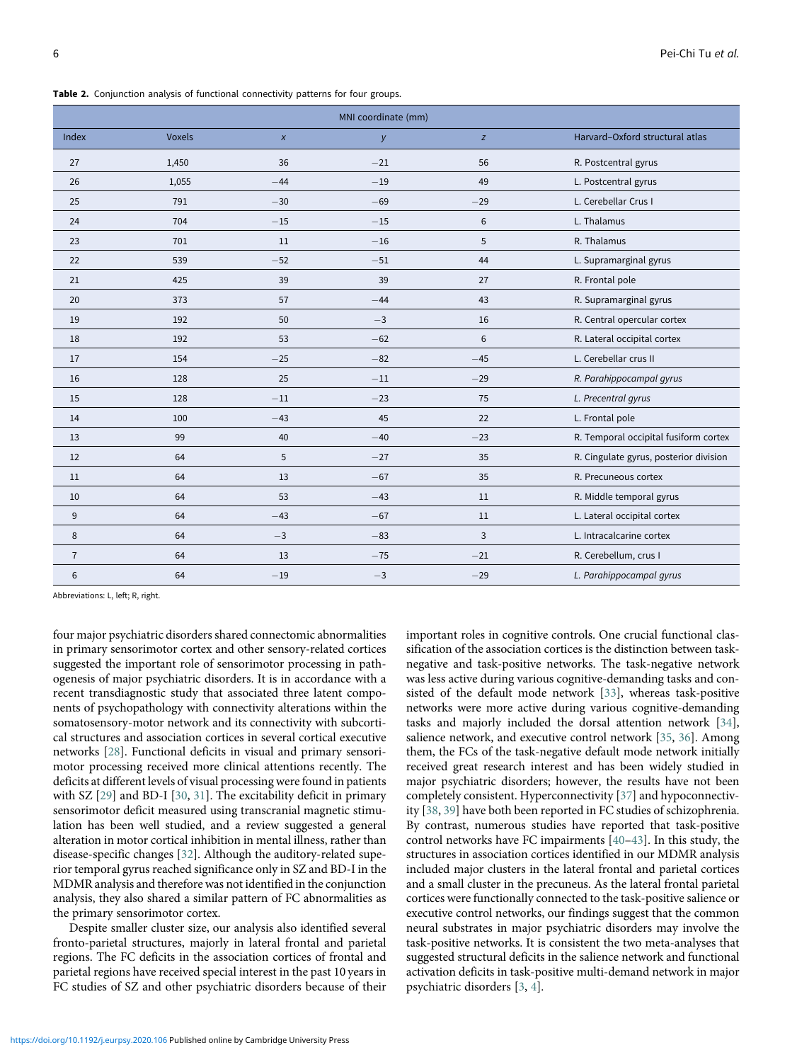**Table 2.** Conjunction analysis of functional connectivity patterns for four groups.

| | | MNI coordinate (mm) | | | |
|---|---|---|---|---|---|
| Index | Voxels | *x* | *y* | *z* | Harvard–Oxford structural atlas |
| 27 | 1,450 | 36 | −21 | 56 | R. Postcentral gyrus |
| 26 | 1,055 | −44 | −19 | 49 | L. Postcentral gyrus |
| 25 | 791 | −30 | −69 | −29 | L. Cerebellar Crus I |
| 24 | 704 | −15 | −15 | 6 | L. Thalamus |
| 23 | 701 | 11 | −16 | 5 | R. Thalamus |
| 22 | 539 | −52 | −51 | 44 | L. Supramarginal gyrus |
| 21 | 425 | 39 | 39 | 27 | R. Frontal pole |
| 20 | 373 | 57 | −44 | 43 | R. Supramarginal gyrus |
| 19 | 192 | 50 | −3 | 16 | R. Central opercular cortex |
| 18 | 192 | 53 | −62 | 6 | R. Lateral occipital cortex |
| 17 | 154 | −25 | −82 | −45 | L. Cerebellar crus II |
| 16 | 128 | 25 | −11 | −29 | *R. Parahippocampal gyrus* |
| 15 | 128 | −11 | −23 | 75 | *L. Precentral gyrus* |
| 14 | 100 | −43 | 45 | 22 | L. Frontal pole |
| 13 | 99 | 40 | −40 | −23 | R. Temporal occipital fusiform cortex |
| 12 | 64 | 5 | −27 | 35 | R. Cingulate gyrus, posterior division |
| 11 | 64 | 13 | −67 | 35 | R. Precuneous cortex |
| 10 | 64 | 53 | −43 | 11 | R. Middle temporal gyrus |
| 9 | 64 | −43 | −67 | 11 | L. Lateral occipital cortex |
| 8 | 64 | −3 | −83 | 3 | L. Intracalcarine cortex |
| 7 | 64 | 13 | −75 | −21 | R. Cerebellum, crus I |
| 6 | 64 | −19 | −3 | −29 | *L. Parahippocampal gyrus* |

Abbreviations: L, left; R, right.

four major psychiatric disorders shared connectomic abnormalities in primary sensorimotor cortex and other sensory-related cortices suggested the important role of sensorimotor processing in pathogenesis of major psychiatric disorders. It is in accordance with a recent transdiagnostic study that associated three latent components of psychopathology with connectivity alterations within the somatosensory-motor network and its connectivity with subcortical structures and association cortices in several cortical executive networks [28]. Functional deficits in visual and primary sensorimotor processing received more clinical attentions recently. The deficits at different levels of visual processing were found in patients with SZ [29] and BD-I [30, 31]. The excitability deficit in primary sensorimotor deficit measured using transcranial magnetic stimulation has been well studied, and a review suggested a general alteration in motor cortical inhibition in mental illness, rather than disease-specific changes [32]. Although the auditory-related superior temporal gyrus reached significance only in SZ and BD-I in the MDMR analysis and therefore was not identified in the conjunction analysis, they also shared a similar pattern of FC abnormalities as the primary sensorimotor cortex.

Despite smaller cluster size, our analysis also identified several fronto-parietal structures, majorly in lateral frontal and parietal regions. The FC deficits in the association cortices of frontal and parietal regions have received special interest in the past 10 years in FC studies of SZ and other psychiatric disorders because of their important roles in cognitive controls. One crucial functional classification of the association cortices is the distinction between task-negative and task-positive networks. The task-negative network was less active during various cognitive-demanding tasks and consisted of the default mode network [33], whereas task-positive networks were more active during various cognitive-demanding tasks and majorly included the dorsal attention network [34], salience network, and executive control network [35, 36]. Among them, the FCs of the task-negative default mode network initially received great research interest and has been widely studied in major psychiatric disorders; however, the results have not been completely consistent. Hyperconnectivity [37] and hypoconnectivity [38, 39] have both been reported in FC studies of schizophrenia. By contrast, numerous studies have reported that task-positive control networks have FC impairments [40–43]. In this study, the structures in association cortices identified in our MDMR analysis included major clusters in the lateral frontal and parietal cortices and a small cluster in the precuneus. As the lateral frontal parietal cortices were functionally connected to the task-positive salience or executive control networks, our findings suggest that the common neural substrates in major psychiatric disorders may involve the task-positive networks. It is consistent the two meta-analyses that suggested structural deficits in the salience network and functional activation deficits in task-positive multi-demand network in major psychiatric disorders [3, 4].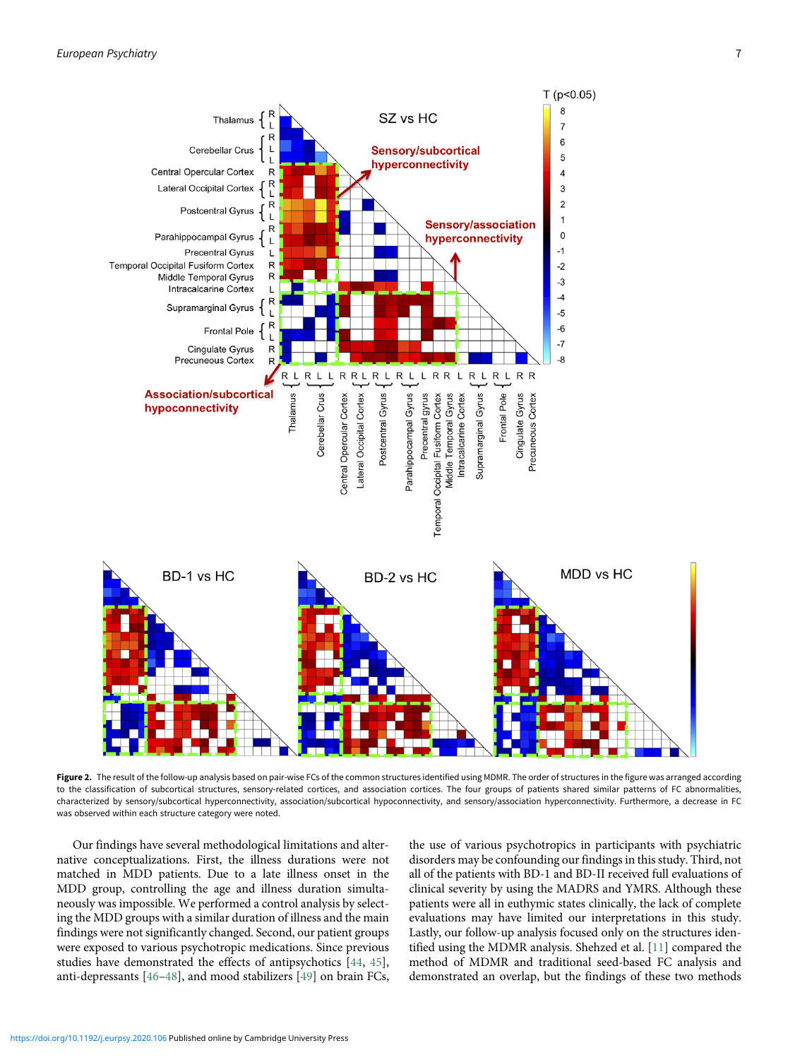**Figure 2.** The result of the follow-up analysis based on pair-wise FCs of the common structures identified using MDMR. The order of structures in the figure was arranged according to the classification of subcortical structures, sensory-related cortices, and association cortices. The four groups of patients shared similar patterns of FC abnormalities, characterized by sensory/subcortical hyperconnectivity, association/subcortical hypoconnectivity, and sensory/association hyperconnectivity. Furthermore, a decrease in FC was observed within each structure category were noted.

Our findings have several methodological limitations and alternative conceptualizations. First, the illness durations were not matched in MDD patients. Due to a late illness onset in the MDD group, controlling the age and illness duration simultaneously was impossible. We performed a control analysis by selecting the MDD groups with a similar duration of illness and the main findings were not significantly changed. Second, our patient groups were exposed to various psychotropic medications. Since previous studies have demonstrated the effects of antipsychotics [44, 45], anti-depressants [46–48], and mood stabilizers [49] on brain FCs, the use of various psychotropics in participants with psychiatric disorders may be confounding our findings in this study. Third, not all of the patients with BD-1 and BD-II received full evaluations of clinical severity by using the MADRS and YMRS. Although these patients were all in euthymic states clinically, the lack of complete evaluations may have limited our interpretations in this study. Lastly, our follow-up analysis focused only on the structures identified using the MDMR analysis. Shehzed et al. [11] compared the method of MDMR and traditional seed-based FC analysis and demonstrated an overlap, but the findings of these two methods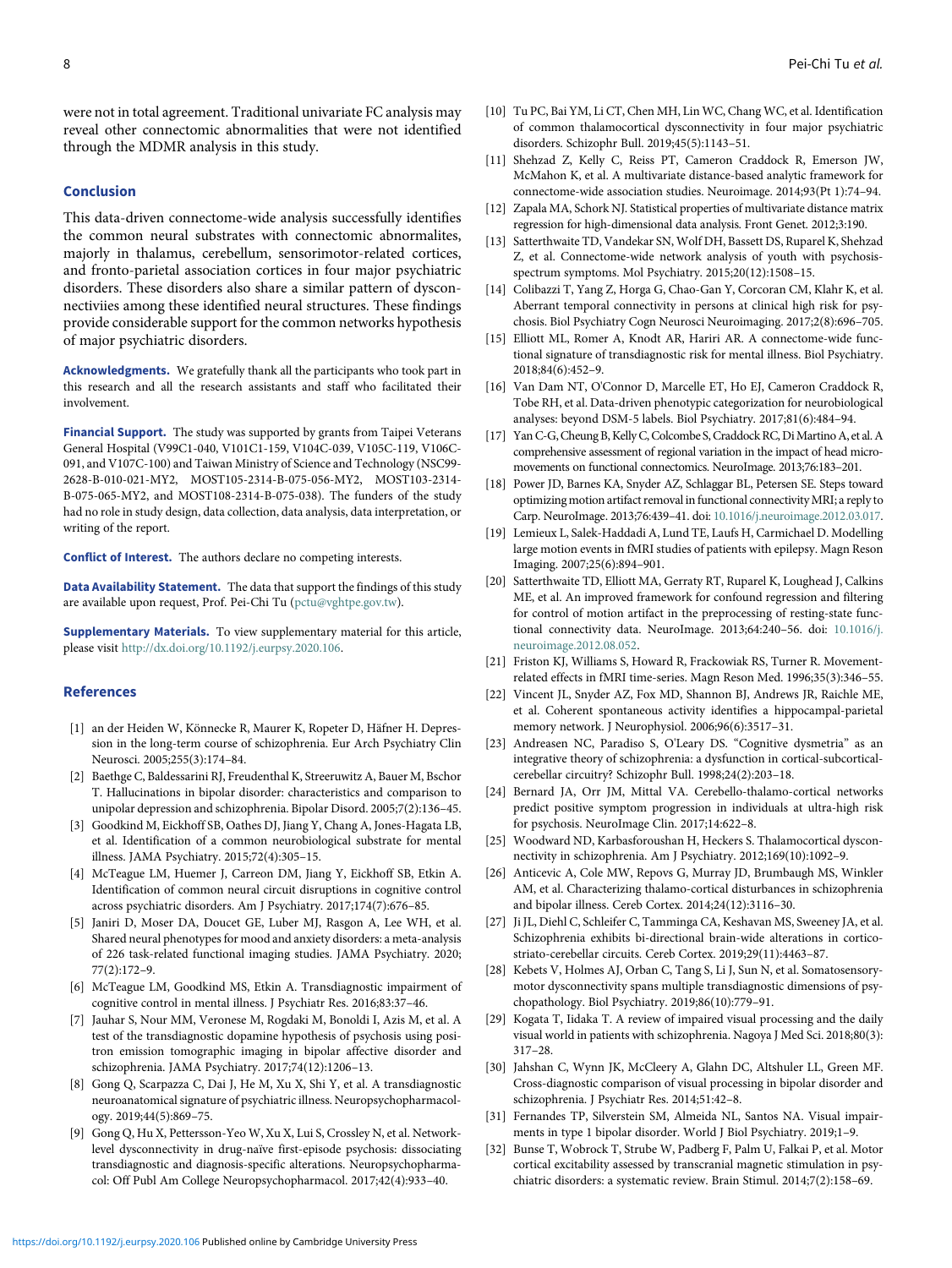were not in total agreement. Traditional univariate FC analysis may reveal other connectomic abnormalities that were not identified through the MDMR analysis in this study.

## Conclusion

This data-driven connectome-wide analysis successfully identifies the common neural substrates with connectomic abnormalites, majorly in thalamus, cerebellum, sensorimotor-related cortices, and fronto-parietal association cortices in four major psychiatric disorders. These disorders also share a similar pattern of dysconnectiviies among these identified neural structures. These findings provide considerable support for the common networks hypothesis of major psychiatric disorders.

**Acknowledgments.** We gratefully thank all the participants who took part in this research and all the research assistants and staff who facilitated their involvement.

**Financial Support.** The study was supported by grants from Taipei Veterans General Hospital (V99C1-040, V101C1-159, V104C-039, V105C-119, V106C-091, and V107C-100) and Taiwan Ministry of Science and Technology (NSC99-2628-B-010-021-MY2, MOST105-2314-B-075-056-MY2, MOST103-2314-B-075-065-MY2, and MOST108-2314-B-075-038). The funders of the study had no role in study design, data collection, data analysis, data interpretation, or writing of the report.

**Conflict of Interest.** The authors declare no competing interests.

**Data Availability Statement.** The data that support the findings of this study are available upon request, Prof. Pei-Chi Tu (pctu@vghtpe.gov.tw).

**Supplementary Materials.** To view supplementary material for this article, please visit http://dx.doi.org/10.1192/j.eurpsy.2020.106.

## References

[1] an der Heiden W, Könnecke R, Maurer K, Ropeter D, Häfner H. Depression in the long-term course of schizophrenia. Eur Arch Psychiatry Clin Neurosci. 2005;255(3):174–84.

[2] Baethge C, Baldessarini RJ, Freudenthal K, Streeruwitz A, Bauer M, Bschor T. Hallucinations in bipolar disorder: characteristics and comparison to unipolar depression and schizophrenia. Bipolar Disord. 2005;7(2):136–45.

[3] Goodkind M, Eickhoff SB, Oathes DJ, Jiang Y, Chang A, Jones-Hagata LB, et al. Identification of a common neurobiological substrate for mental illness. JAMA Psychiatry. 2015;72(4):305–15.

[4] McTeague LM, Huemer J, Carreon DM, Jiang Y, Eickhoff SB, Etkin A. Identification of common neural circuit disruptions in cognitive control across psychiatric disorders. Am J Psychiatry. 2017;174(7):676–85.

[5] Janiri D, Moser DA, Doucet GE, Luber MJ, Rasgon A, Lee WH, et al. Shared neural phenotypes for mood and anxiety disorders: a meta-analysis of 226 task-related functional imaging studies. JAMA Psychiatry. 2020; 77(2):172–9.

[6] McTeague LM, Goodkind MS, Etkin A. Transdiagnostic impairment of cognitive control in mental illness. J Psychiatr Res. 2016;83:37–46.

[7] Jauhar S, Nour MM, Veronese M, Rogdaki M, Bonoldi I, Azis M, et al. A test of the transdiagnostic dopamine hypothesis of psychosis using positron emission tomographic imaging in bipolar affective disorder and schizophrenia. JAMA Psychiatry. 2017;74(12):1206–13.

[8] Gong Q, Scarpazza C, Dai J, He M, Xu X, Shi Y, et al. A transdiagnostic neuroanatomical signature of psychiatric illness. Neuropsychopharmacology. 2019;44(5):869–75.

[9] Gong Q, Hu X, Pettersson-Yeo W, Xu X, Lui S, Crossley N, et al. Network-level dysconnectivity in drug-naïve first-episode psychosis: dissociating transdiagnostic and diagnosis-specific alterations. Neuropsychopharmacol: Off Publ Am College Neuropsychopharmacol. 2017;42(4):933–40.

[10] Tu PC, Bai YM, Li CT, Chen MH, Lin WC, Chang WC, et al. Identification of common thalamocortical dysconnectivity in four major psychiatric disorders. Schizophr Bull. 2019;45(5):1143–51.

[11] Shehzad Z, Kelly C, Reiss PT, Cameron Craddock R, Emerson JW, McMahon K, et al. A multivariate distance-based analytic framework for connectome-wide association studies. Neuroimage. 2014;93(Pt 1):74–94.

[12] Zapala MA, Schork NJ. Statistical properties of multivariate distance matrix regression for high-dimensional data analysis. Front Genet. 2012;3:190.

[13] Satterthwaite TD, Vandekar SN, Wolf DH, Bassett DS, Ruparel K, Shehzad Z, et al. Connectome-wide network analysis of youth with psychosis-spectrum symptoms. Mol Psychiatry. 2015;20(12):1508–15.

[14] Colibazzi T, Yang Z, Horga G, Chao-Gan Y, Corcoran CM, Klahr K, et al. Aberrant temporal connectivity in persons at clinical high risk for psychosis. Biol Psychiatry Cogn Neurosci Neuroimaging. 2017;2(8):696–705.

[15] Elliott ML, Romer A, Knodt AR, Hariri AR. A connectome-wide functional signature of transdiagnostic risk for mental illness. Biol Psychiatry. 2018;84(6):452–9.

[16] Van Dam NT, O'Connor D, Marcelle ET, Ho EJ, Cameron Craddock R, Tobe RH, et al. Data-driven phenotypic categorization for neurobiological analyses: beyond DSM-5 labels. Biol Psychiatry. 2017;81(6):484–94.

[17] Yan C-G, Cheung B, Kelly C, Colcombe S, Craddock RC, Di Martino A, et al. A comprehensive assessment of regional variation in the impact of head micromovements on functional connectomics. NeuroImage. 2013;76:183–201.

[18] Power JD, Barnes KA, Snyder AZ, Schlaggar BL, Petersen SE. Steps toward optimizing motion artifact removal in functional connectivity MRI; a reply to Carp. NeuroImage. 2013;76:439–41. doi: 10.1016/j.neuroimage.2012.03.017.

[19] Lemieux L, Salek-Haddadi A, Lund TE, Laufs H, Carmichael D. Modelling large motion events in fMRI studies of patients with epilepsy. Magn Reson Imaging. 2007;25(6):894–901.

[20] Satterthwaite TD, Elliott MA, Gerraty RT, Ruparel K, Loughead J, Calkins ME, et al. An improved framework for confound regression and filtering for control of motion artifact in the preprocessing of resting-state functional connectivity data. NeuroImage. 2013;64:240–56. doi: 10.1016/j.neuroimage.2012.08.052.

[21] Friston KJ, Williams S, Howard R, Frackowiak RS, Turner R. Movement-related effects in fMRI time-series. Magn Reson Med. 1996;35(3):346–55.

[22] Vincent JL, Snyder AZ, Fox MD, Shannon BJ, Andrews JR, Raichle ME, et al. Coherent spontaneous activity identifies a hippocampal-parietal memory network. J Neurophysiol. 2006;96(6):3517–31.

[23] Andreasen NC, Paradiso S, O'Leary DS. "Cognitive dysmetria" as an integrative theory of schizophrenia: a dysfunction in cortical-subcortical-cerebellar circuitry? Schizophr Bull. 1998;24(2):203–18.

[24] Bernard JA, Orr JM, Mittal VA. Cerebello-thalamo-cortical networks predict positive symptom progression in individuals at ultra-high risk for psychosis. NeuroImage Clin. 2017;14:622–8.

[25] Woodward ND, Karbasforoushan H, Heckers S. Thalamocortical dysconnectivity in schizophrenia. Am J Psychiatry. 2012;169(10):1092–9.

[26] Anticevic A, Cole MW, Repovs G, Murray JD, Brumbaugh MS, Winkler AM, et al. Characterizing thalamo-cortical disturbances in schizophrenia and bipolar illness. Cereb Cortex. 2014;24(12):3116–30.

[27] Ji JL, Diehl C, Schleifer C, Tamminga CA, Keshavan MS, Sweeney JA, et al. Schizophrenia exhibits bi-directional brain-wide alterations in cortico-striato-cerebellar circuits. Cereb Cortex. 2019;29(11):4463–87.

[28] Kebets V, Holmes AJ, Orban C, Tang S, Li J, Sun N, et al. Somatosensory-motor dysconnectivity spans multiple transdiagnostic dimensions of psychopathology. Biol Psychiatry. 2019;86(10):779–91.

[29] Kogata T, Iidaka T. A review of impaired visual processing and the daily visual world in patients with schizophrenia. Nagoya J Med Sci. 2018;80(3): 317–28.

[30] Jahshan C, Wynn JK, McCleery A, Glahn DC, Altshuler LL, Green MF. Cross-diagnostic comparison of visual processing in bipolar disorder and schizophrenia. J Psychiatr Res. 2014;51:42–8.

[31] Fernandes TP, Silverstein SM, Almeida NL, Santos NA. Visual impairments in type 1 bipolar disorder. World J Biol Psychiatry. 2019;1–9.

[32] Bunse T, Wobrock T, Strube W, Padberg F, Palm U, Falkai P, et al. Motor cortical excitability assessed by transcranial magnetic stimulation in psychiatric disorders: a systematic review. Brain Stimul. 2014;7(2):158–69.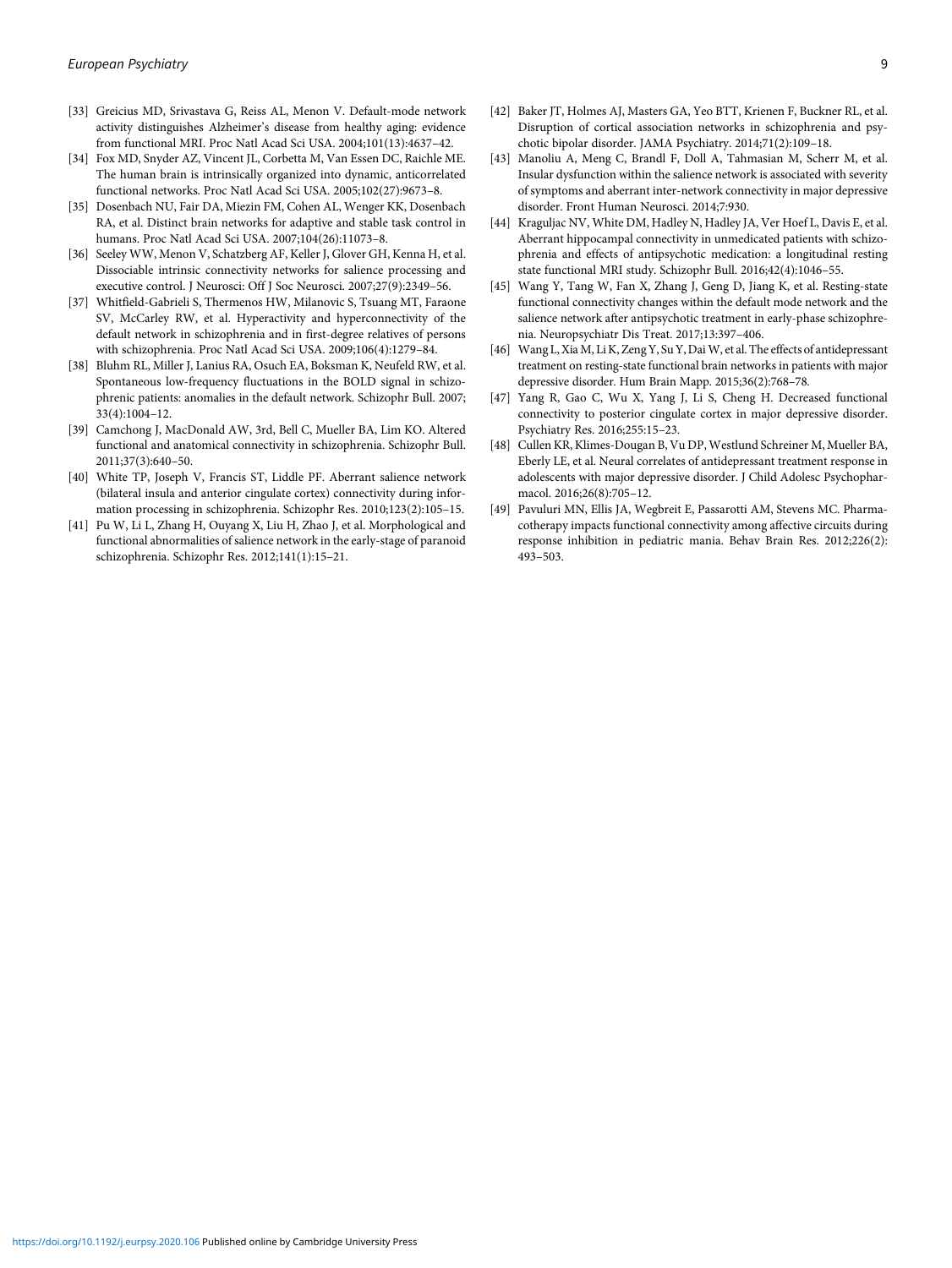[33] Greicius MD, Srivastava G, Reiss AL, Menon V. Default-mode network activity distinguishes Alzheimer's disease from healthy aging: evidence from functional MRI. Proc Natl Acad Sci USA. 2004;101(13):4637–42.

[34] Fox MD, Snyder AZ, Vincent JL, Corbetta M, Van Essen DC, Raichle ME. The human brain is intrinsically organized into dynamic, anticorrelated functional networks. Proc Natl Acad Sci USA. 2005;102(27):9673–8.

[35] Dosenbach NU, Fair DA, Miezin FM, Cohen AL, Wenger KK, Dosenbach RA, et al. Distinct brain networks for adaptive and stable task control in humans. Proc Natl Acad Sci USA. 2007;104(26):11073–8.

[36] Seeley WW, Menon V, Schatzberg AF, Keller J, Glover GH, Kenna H, et al. Dissociable intrinsic connectivity networks for salience processing and executive control. J Neurosci: Off J Soc Neurosci. 2007;27(9):2349–56.

[37] Whitfield-Gabrieli S, Thermenos HW, Milanovic S, Tsuang MT, Faraone SV, McCarley RW, et al. Hyperactivity and hyperconnectivity of the default network in schizophrenia and in first-degree relatives of persons with schizophrenia. Proc Natl Acad Sci USA. 2009;106(4):1279–84.

[38] Bluhm RL, Miller J, Lanius RA, Osuch EA, Boksman K, Neufeld RW, et al. Spontaneous low-frequency fluctuations in the BOLD signal in schizophrenic patients: anomalies in the default network. Schizophr Bull. 2007; 33(4):1004–12.

[39] Camchong J, MacDonald AW, 3rd, Bell C, Mueller BA, Lim KO. Altered functional and anatomical connectivity in schizophrenia. Schizophr Bull. 2011;37(3):640–50.

[40] White TP, Joseph V, Francis ST, Liddle PF. Aberrant salience network (bilateral insula and anterior cingulate cortex) connectivity during information processing in schizophrenia. Schizophr Res. 2010;123(2):105–15.

[41] Pu W, Li L, Zhang H, Ouyang X, Liu H, Zhao J, et al. Morphological and functional abnormalities of salience network in the early-stage of paranoid schizophrenia. Schizophr Res. 2012;141(1):15–21.

[42] Baker JT, Holmes AJ, Masters GA, Yeo BTT, Krienen F, Buckner RL, et al. Disruption of cortical association networks in schizophrenia and psychotic bipolar disorder. JAMA Psychiatry. 2014;71(2):109–18.

[43] Manoliu A, Meng C, Brandl F, Doll A, Tahmasian M, Scherr M, et al. Insular dysfunction within the salience network is associated with severity of symptoms and aberrant inter-network connectivity in major depressive disorder. Front Human Neurosci. 2014;7:930.

[44] Kraguljac NV, White DM, Hadley N, Hadley JA, Ver Hoef L, Davis E, et al. Aberrant hippocampal connectivity in unmedicated patients with schizophrenia and effects of antipsychotic medication: a longitudinal resting state functional MRI study. Schizophr Bull. 2016;42(4):1046–55.

[45] Wang Y, Tang W, Fan X, Zhang J, Geng D, Jiang K, et al. Resting-state functional connectivity changes within the default mode network and the salience network after antipsychotic treatment in early-phase schizophrenia. Neuropsychiatr Dis Treat. 2017;13:397–406.

[46] Wang L, Xia M, Li K, Zeng Y, Su Y, Dai W, et al. The effects of antidepressant treatment on resting-state functional brain networks in patients with major depressive disorder. Hum Brain Mapp. 2015;36(2):768–78.

[47] Yang R, Gao C, Wu X, Yang J, Li S, Cheng H. Decreased functional connectivity to posterior cingulate cortex in major depressive disorder. Psychiatry Res. 2016;255:15–23.

[48] Cullen KR, Klimes-Dougan B, Vu DP, Westlund Schreiner M, Mueller BA, Eberly LE, et al. Neural correlates of antidepressant treatment response in adolescents with major depressive disorder. J Child Adolesc Psychopharmacol. 2016;26(8):705–12.

[49] Pavuluri MN, Ellis JA, Wegbreit E, Passarotti AM, Stevens MC. Pharmacotherapy impacts functional connectivity among affective circuits during response inhibition in pediatric mania. Behav Brain Res. 2012;226(2): 493–503.